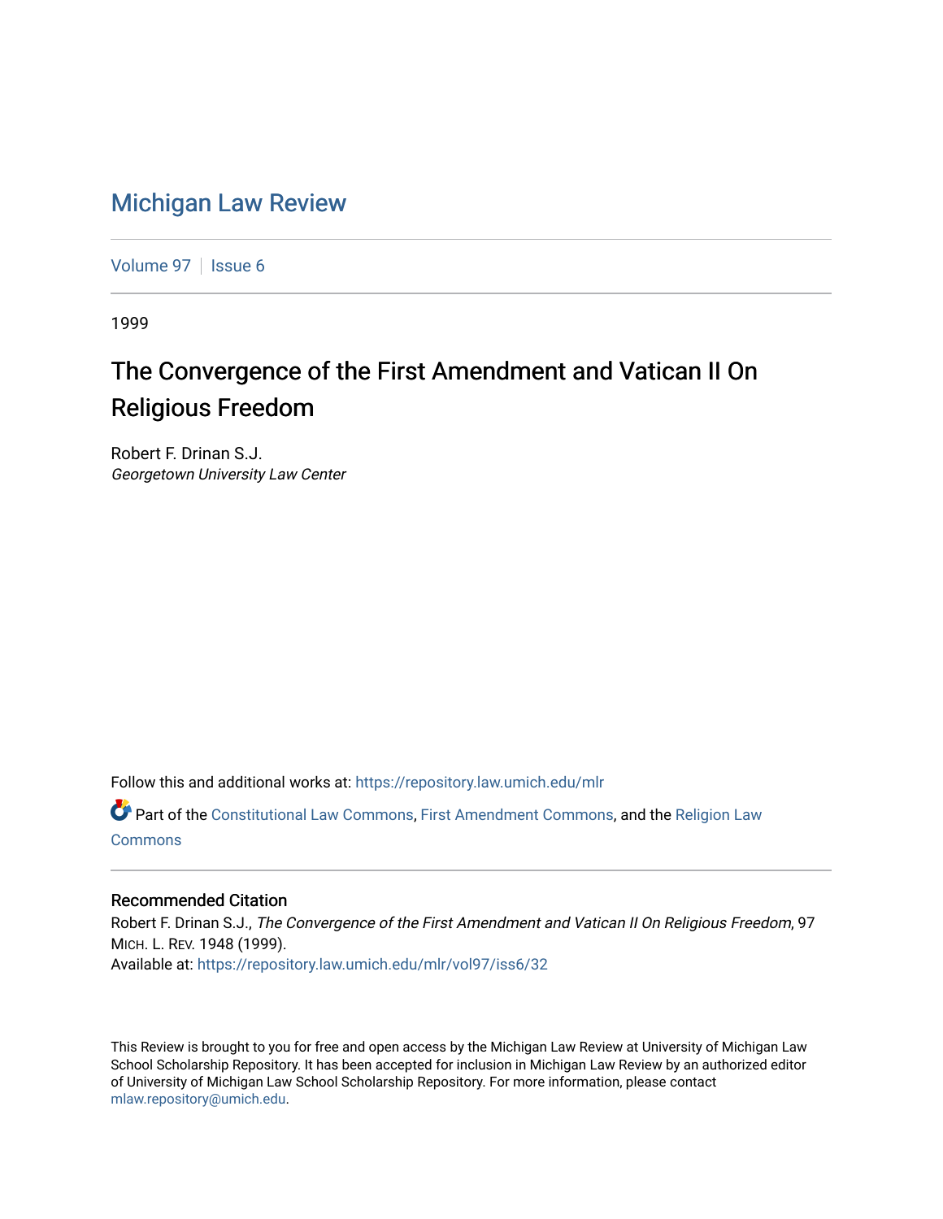# Michigan Law Review

Volume 97 | Issue 6

1999

## The Convergence of the First Amendment and Vatican II On Religious Freedom

Robert F. Drinan S.J.
*Georgetown University Law Center*

Follow this and additional works at: https://repository.law.umich.edu/mlr

Part of the Constitutional Law Commons, First Amendment Commons, and the Religion Law Commons

### Recommended Citation

Robert F. Drinan S.J., *The Convergence of the First Amendment and Vatican II On Religious Freedom*, 97 MICH. L. REV. 1948 (1999).
Available at: https://repository.law.umich.edu/mlr/vol97/iss6/32

This Review is brought to you for free and open access by the Michigan Law Review at University of Michigan Law School Scholarship Repository. It has been accepted for inclusion in Michigan Law Review by an authorized editor of University of Michigan Law School Scholarship Repository. For more information, please contact mlaw.repository@umich.edu.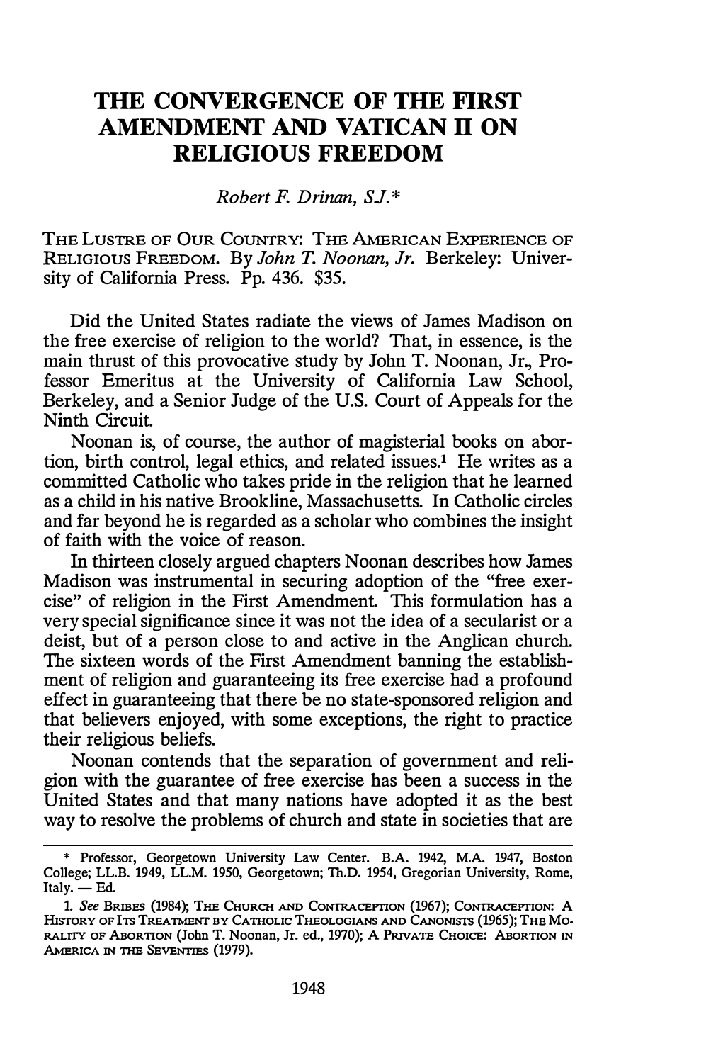# THE CONVERGENCE OF THE FIRST AMENDMENT AND VATICAN II ON RELIGIOUS FREEDOM

*Robert F. Drinan, S.J.*\*

THE LUSTRE OF OUR COUNTRY: THE AMERICAN EXPERIENCE OF RELIGIOUS FREEDOM. By *John T. Noonan, Jr.* Berkeley: University of California Press. Pp. 436. $35.

Did the United States radiate the views of James Madison on the free exercise of religion to the world? That, in essence, is the main thrust of this provocative study by John T. Noonan, Jr., Professor Emeritus at the University of California Law School, Berkeley, and a Senior Judge of the U.S. Court of Appeals for the Ninth Circuit.

Noonan is, of course, the author of magisterial books on abortion, birth control, legal ethics, and related issues.[1] He writes as a committed Catholic who takes pride in the religion that he learned as a child in his native Brookline, Massachusetts. In Catholic circles and far beyond he is regarded as a scholar who combines the insight of faith with the voice of reason.

In thirteen closely argued chapters Noonan describes how James Madison was instrumental in securing adoption of the "free exercise" of religion in the First Amendment. This formulation has a very special significance since it was not the idea of a secularist or a deist, but of a person close to and active in the Anglican church. The sixteen words of the First Amendment banning the establishment of religion and guaranteeing its free exercise had a profound effect in guaranteeing that there be no state-sponsored religion and that believers enjoyed, with some exceptions, the right to practice their religious beliefs.

Noonan contends that the separation of government and religion with the guarantee of free exercise has been a success in the United States and that many nations have adopted it as the best way to resolve the problems of church and state in societies that are

---

\* Professor, Georgetown University Law Center. B.A. 1942, M.A. 1947, Boston College; LL.B. 1949, LL.M. 1950, Georgetown; Th.D. 1954, Gregorian University, Rome, Italy. — Ed.

1. *See* BRIBES (1984); THE CHURCH AND CONTRACEPTION (1967); CONTRACEPTION: A HISTORY OF ITS TREATMENT BY CATHOLIC THEOLOGIANS AND CANONISTS (1965); THE MORALITY OF ABORTION (John T. Noonan, Jr. ed., 1970); A PRIVATE CHOICE: ABORTION IN AMERICA IN THE SEVENTIES (1979).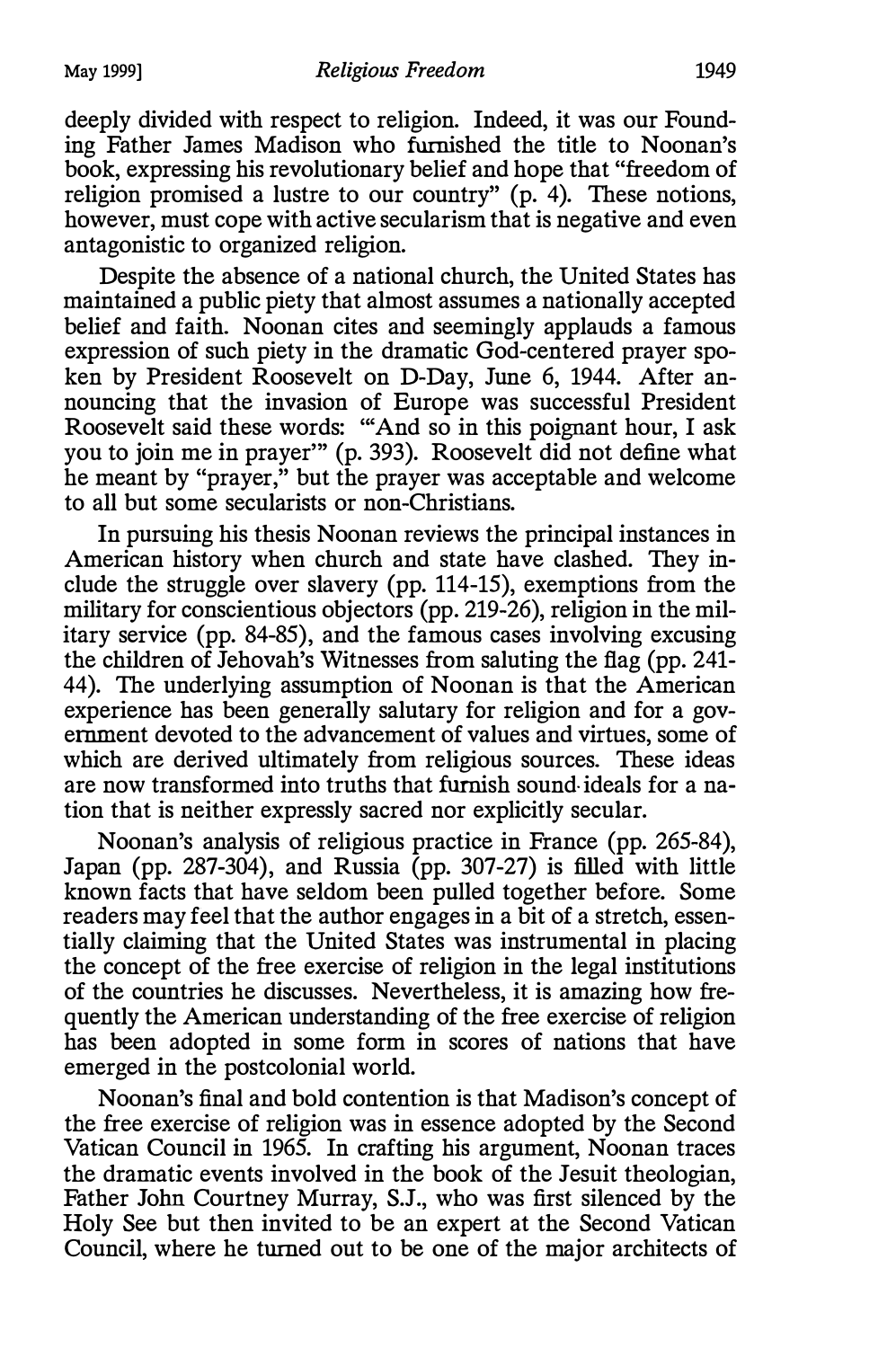deeply divided with respect to religion. Indeed, it was our Founding Father James Madison who furnished the title to Noonan's book, expressing his revolutionary belief and hope that "freedom of religion promised a lustre to our country" (p. 4). These notions, however, must cope with active secularism that is negative and even antagonistic to organized religion.

Despite the absence of a national church, the United States has maintained a public piety that almost assumes a nationally accepted belief and faith. Noonan cites and seemingly applauds a famous expression of such piety in the dramatic God-centered prayer spoken by President Roosevelt on D-Day, June 6, 1944. After announcing that the invasion of Europe was successful President Roosevelt said these words: "'And so in this poignant hour, I ask you to join me in prayer'" (p. 393). Roosevelt did not define what he meant by "prayer," but the prayer was acceptable and welcome to all but some secularists or non-Christians.

In pursuing his thesis Noonan reviews the principal instances in American history when church and state have clashed. They include the struggle over slavery (pp. 114-15), exemptions from the military for conscientious objectors (pp. 219-26), religion in the military service (pp. 84-85), and the famous cases involving excusing the children of Jehovah's Witnesses from saluting the flag (pp. 241-44). The underlying assumption of Noonan is that the American experience has been generally salutary for religion and for a government devoted to the advancement of values and virtues, some of which are derived ultimately from religious sources. These ideas are now transformed into truths that furnish sound ideals for a nation that is neither expressly sacred nor explicitly secular.

Noonan's analysis of religious practice in France (pp. 265-84), Japan (pp. 287-304), and Russia (pp. 307-27) is filled with little known facts that have seldom been pulled together before. Some readers may feel that the author engages in a bit of a stretch, essentially claiming that the United States was instrumental in placing the concept of the free exercise of religion in the legal institutions of the countries he discusses. Nevertheless, it is amazing how frequently the American understanding of the free exercise of religion has been adopted in some form in scores of nations that have emerged in the postcolonial world.

Noonan's final and bold contention is that Madison's concept of the free exercise of religion was in essence adopted by the Second Vatican Council in 1965. In crafting his argument, Noonan traces the dramatic events involved in the book of the Jesuit theologian, Father John Courtney Murray, S.J., who was first silenced by the Holy See but then invited to be an expert at the Second Vatican Council, where he turned out to be one of the major architects of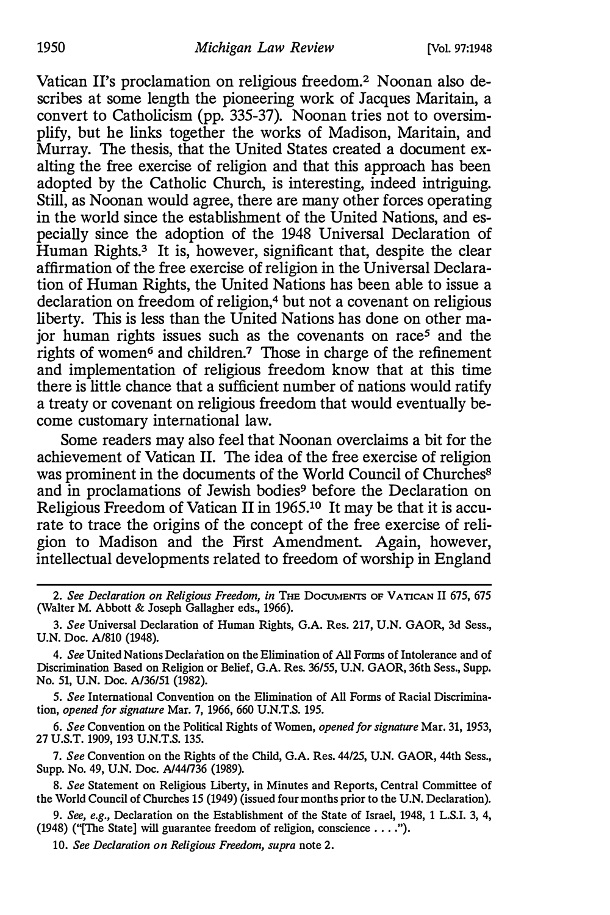Vatican II's proclamation on religious freedom.[2] Noonan also describes at some length the pioneering work of Jacques Maritain, a convert to Catholicism (pp. 335-37). Noonan tries not to oversimplify, but he links together the works of Madison, Maritain, and Murray. The thesis, that the United States created a document exalting the free exercise of religion and that this approach has been adopted by the Catholic Church, is interesting, indeed intriguing. Still, as Noonan would agree, there are many other forces operating in the world since the establishment of the United Nations, and especially since the adoption of the 1948 Universal Declaration of Human Rights.[3] It is, however, significant that, despite the clear affirmation of the free exercise of religion in the Universal Declaration of Human Rights, the United Nations has been able to issue a declaration on freedom of religion,[4] but not a covenant on religious liberty. This is less than the United Nations has done on other major human rights issues such as the covenants on race[5] and the rights of women[6] and children.[7] Those in charge of the refinement and implementation of religious freedom know that at this time there is little chance that a sufficient number of nations would ratify a treaty or covenant on religious freedom that would eventually become customary international law.

Some readers may also feel that Noonan overclaims a bit for the achievement of Vatican II. The idea of the free exercise of religion was prominent in the documents of the World Council of Churches[8] and in proclamations of Jewish bodies[9] before the Declaration on Religious Freedom of Vatican II in 1965.[10] It may be that it is accurate to trace the origins of the concept of the free exercise of religion to Madison and the First Amendment. Again, however, intellectual developments related to freedom of worship in England

---

2. *See Declaration on Religious Freedom*, *in* THE DOCUMENTS OF VATICAN II 675, 675 (Walter M. Abbott & Joseph Gallagher eds., 1966).

3. *See* Universal Declaration of Human Rights, G.A. Res. 217, U.N. GAOR, 3d Sess., U.N. Doc. A/810 (1948).

4. *See* United Nations Declaration on the Elimination of All Forms of Intolerance and of Discrimination Based on Religion or Belief, G.A. Res. 36/55, U.N. GAOR, 36th Sess., Supp. No. 51, U.N. Doc. A/36/51 (1982).

5. *See* International Convention on the Elimination of All Forms of Racial Discrimination, *opened for signature* Mar. 7, 1966, 660 U.N.T.S. 195.

6. *See* Convention on the Political Rights of Women, *opened for signature* Mar. 31, 1953, 27 U.S.T. 1909, 193 U.N.T.S. 135.

7. *See* Convention on the Rights of the Child, G.A. Res. 44/25, U.N. GAOR, 44th Sess., Supp. No. 49, U.N. Doc. A/44/736 (1989).

8. *See* Statement on Religious Liberty, in Minutes and Reports, Central Committee of the World Council of Churches 15 (1949) (issued four months prior to the U.N. Declaration).

9. *See, e.g.,* Declaration on the Establishment of the State of Israel, 1948, 1 L.S.I. 3, 4, (1948) ("[The State] will guarantee freedom of religion, conscience . . . .").

10. *See Declaration on Religious Freedom*, *supra* note 2.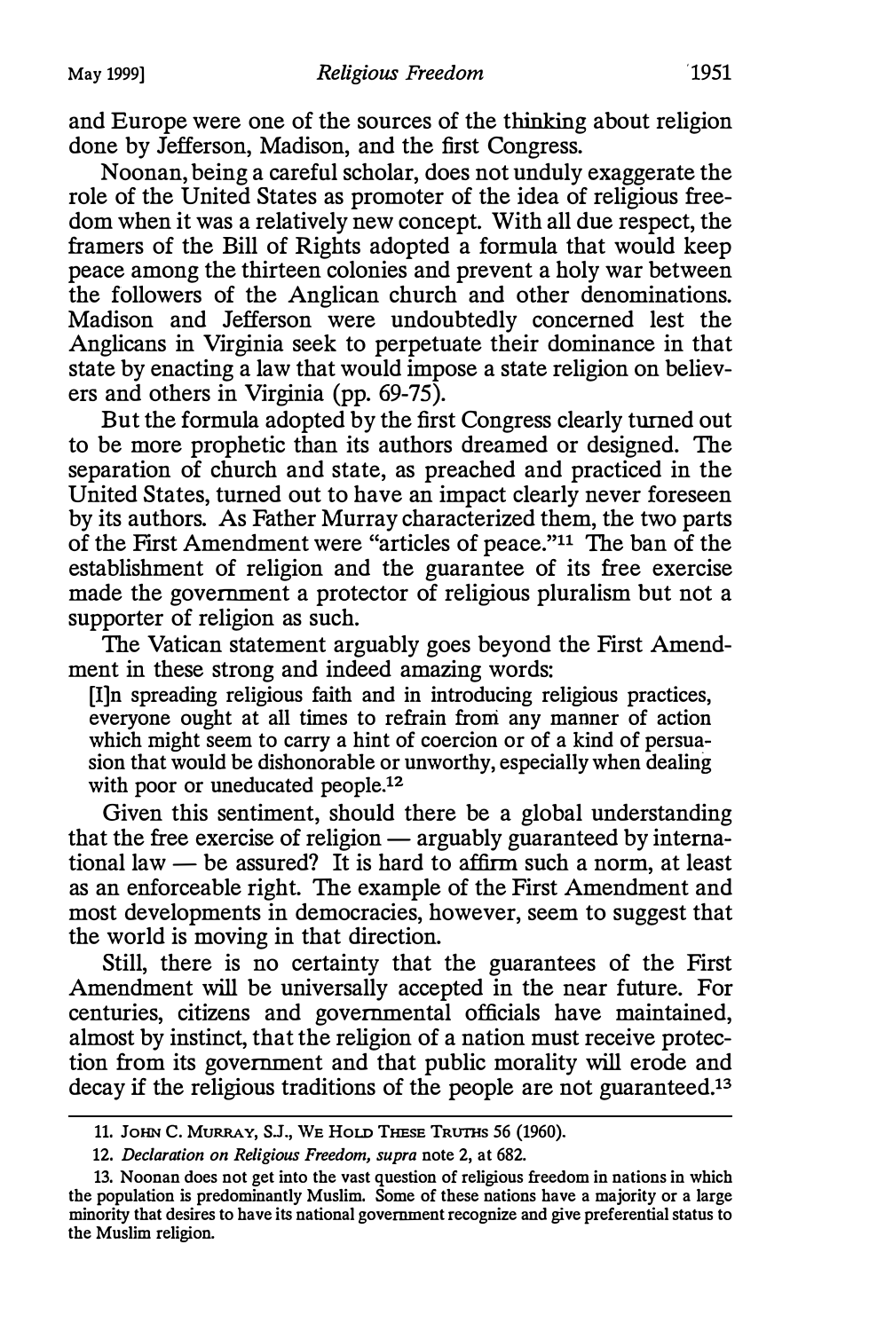and Europe were one of the sources of the thinking about religion done by Jefferson, Madison, and the first Congress.

Noonan, being a careful scholar, does not unduly exaggerate the role of the United States as promoter of the idea of religious freedom when it was a relatively new concept. With all due respect, the framers of the Bill of Rights adopted a formula that would keep peace among the thirteen colonies and prevent a holy war between the followers of the Anglican church and other denominations. Madison and Jefferson were undoubtedly concerned lest the Anglicans in Virginia seek to perpetuate their dominance in that state by enacting a law that would impose a state religion on believers and others in Virginia (pp. 69-75).

But the formula adopted by the first Congress clearly turned out to be more prophetic than its authors dreamed or designed. The separation of church and state, as preached and practiced in the United States, turned out to have an impact clearly never foreseen by its authors. As Father Murray characterized them, the two parts of the First Amendment were "articles of peace."[11] The ban of the establishment of religion and the guarantee of its free exercise made the government a protector of religious pluralism but not a supporter of religion as such.

The Vatican statement arguably goes beyond the First Amendment in these strong and indeed amazing words:

> [I]n spreading religious faith and in introducing religious practices, everyone ought at all times to refrain from any manner of action which might seem to carry a hint of coercion or of a kind of persuasion that would be dishonorable or unworthy, especially when dealing with poor or uneducated people.[12]

Given this sentiment, should there be a global understanding that the free exercise of religion — arguably guaranteed by international law — be assured? It is hard to affirm such a norm, at least as an enforceable right. The example of the First Amendment and most developments in democracies, however, seem to suggest that the world is moving in that direction.

Still, there is no certainty that the guarantees of the First Amendment will be universally accepted in the near future. For centuries, citizens and governmental officials have maintained, almost by instinct, that the religion of a nation must receive protection from its government and that public morality will erode and decay if the religious traditions of the people are not guaranteed.[13]

---

11. John C. Murray, S.J., We Hold These Truths 56 (1960).

12. *Declaration on Religious Freedom*, *supra* note 2, at 682.

13. Noonan does not get into the vast question of religious freedom in nations in which the population is predominantly Muslim. Some of these nations have a majority or a large minority that desires to have its national government recognize and give preferential status to the Muslim religion.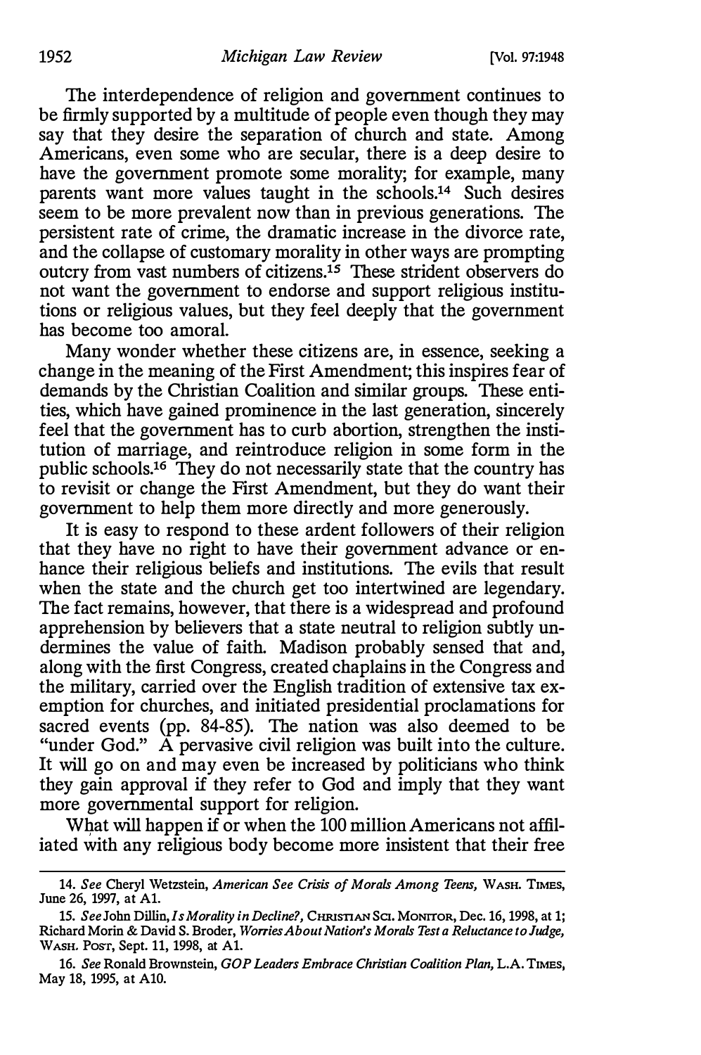The interdependence of religion and government continues to be firmly supported by a multitude of people even though they may say that they desire the separation of church and state. Among Americans, even some who are secular, there is a deep desire to have the government promote some morality; for example, many parents want more values taught in the schools.[14] Such desires seem to be more prevalent now than in previous generations. The persistent rate of crime, the dramatic increase in the divorce rate, and the collapse of customary morality in other ways are prompting outcry from vast numbers of citizens.[15] These strident observers do not want the government to endorse and support religious institutions or religious values, but they feel deeply that the government has become too amoral.

Many wonder whether these citizens are, in essence, seeking a change in the meaning of the First Amendment; this inspires fear of demands by the Christian Coalition and similar groups. These entities, which have gained prominence in the last generation, sincerely feel that the government has to curb abortion, strengthen the institution of marriage, and reintroduce religion in some form in the public schools.[16] They do not necessarily state that the country has to revisit or change the First Amendment, but they do want their government to help them more directly and more generously.

It is easy to respond to these ardent followers of their religion that they have no right to have their government advance or enhance their religious beliefs and institutions. The evils that result when the state and the church get too intertwined are legendary. The fact remains, however, that there is a widespread and profound apprehension by believers that a state neutral to religion subtly undermines the value of faith. Madison probably sensed that and, along with the first Congress, created chaplains in the Congress and the military, carried over the English tradition of extensive tax exemption for churches, and initiated presidential proclamations for sacred events (pp. 84-85). The nation was also deemed to be "under God." A pervasive civil religion was built into the culture. It will go on and may even be increased by politicians who think they gain approval if they refer to God and imply that they want more governmental support for religion.

What will happen if or when the 100 million Americans not affiliated with any religious body become more insistent that their free

---

14. *See* Cheryl Wetzstein, *American See Crisis of Morals Among Teens*, WASH. TIMES, June 26, 1997, at A1.

15. *See* John Dillin, *Is Morality in Decline?*, CHRISTIAN SCI. MONITOR, Dec. 16, 1998, at 1; Richard Morin & David S. Broder, *Worries About Nation's Morals Test a Reluctance to Judge*, WASH. POST, Sept. 11, 1998, at A1.

16. *See* Ronald Brownstein, *GOP Leaders Embrace Christian Coalition Plan*, L.A. TIMES, May 18, 1995, at A10.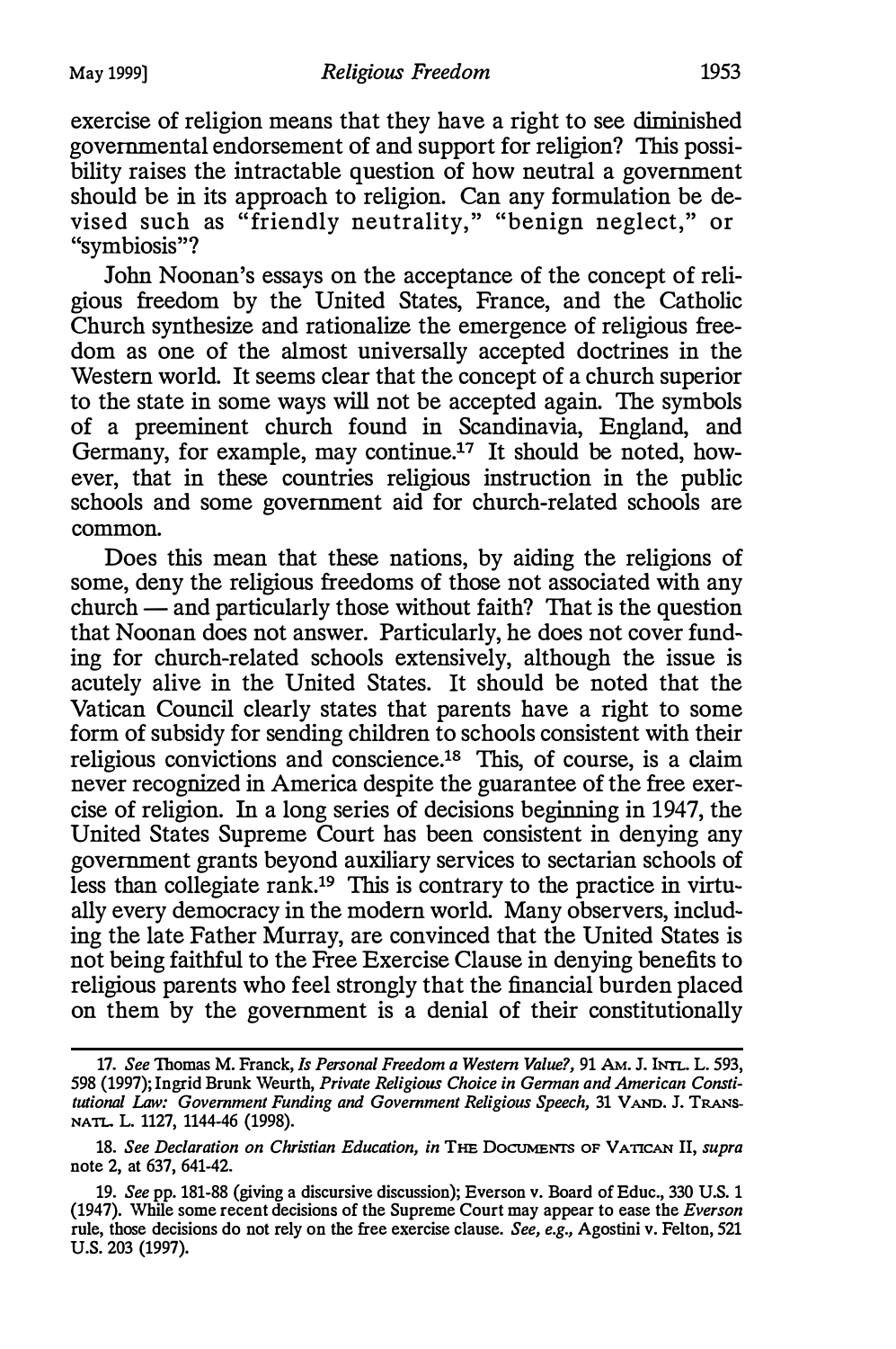exercise of religion means that they have a right to see diminished governmental endorsement of and support for religion? This possibility raises the intractable question of how neutral a government should be in its approach to religion. Can any formulation be devised such as "friendly neutrality," "benign neglect," or "symbiosis"?

John Noonan's essays on the acceptance of the concept of religious freedom by the United States, France, and the Catholic Church synthesize and rationalize the emergence of religious freedom as one of the almost universally accepted doctrines in the Western world. It seems clear that the concept of a church superior to the state in some ways will not be accepted again. The symbols of a preeminent church found in Scandinavia, England, and Germany, for example, may continue.[17] It should be noted, however, that in these countries religious instruction in the public schools and some government aid for church-related schools are common.

Does this mean that these nations, by aiding the religions of some, deny the religious freedoms of those not associated with any church — and particularly those without faith? That is the question that Noonan does not answer. Particularly, he does not cover funding for church-related schools extensively, although the issue is acutely alive in the United States. It should be noted that the Vatican Council clearly states that parents have a right to some form of subsidy for sending children to schools consistent with their religious convictions and conscience.[18] This, of course, is a claim never recognized in America despite the guarantee of the free exercise of religion. In a long series of decisions beginning in 1947, the United States Supreme Court has been consistent in denying any government grants beyond auxiliary services to sectarian schools of less than collegiate rank.[19] This is contrary to the practice in virtually every democracy in the modern world. Many observers, including the late Father Murray, are convinced that the United States is not being faithful to the Free Exercise Clause in denying benefits to religious parents who feel strongly that the financial burden placed on them by the government is a denial of their constitutionally

---

17. *See* Thomas M. Franck, *Is Personal Freedom a Western Value?*, 91 AM. J. INTL. L. 593, 598 (1997); Ingrid Brunk Weurth, *Private Religious Choice in German and American Constitutional Law: Government Funding and Government Religious Speech*, 31 VAND. J. TRANSNATL. L. 1127, 1144-46 (1998).

18. *See Declaration on Christian Education*, *in* THE DOCUMENTS OF VATICAN II, *supra* note 2, at 637, 641-42.

19. *See* pp. 181-88 (giving a discursive discussion); Everson v. Board of Educ., 330 U.S. 1 (1947). While some recent decisions of the Supreme Court may appear to ease the *Everson* rule, those decisions do not rely on the free exercise clause. *See, e.g.*, Agostini v. Felton, 521 U.S. 203 (1997).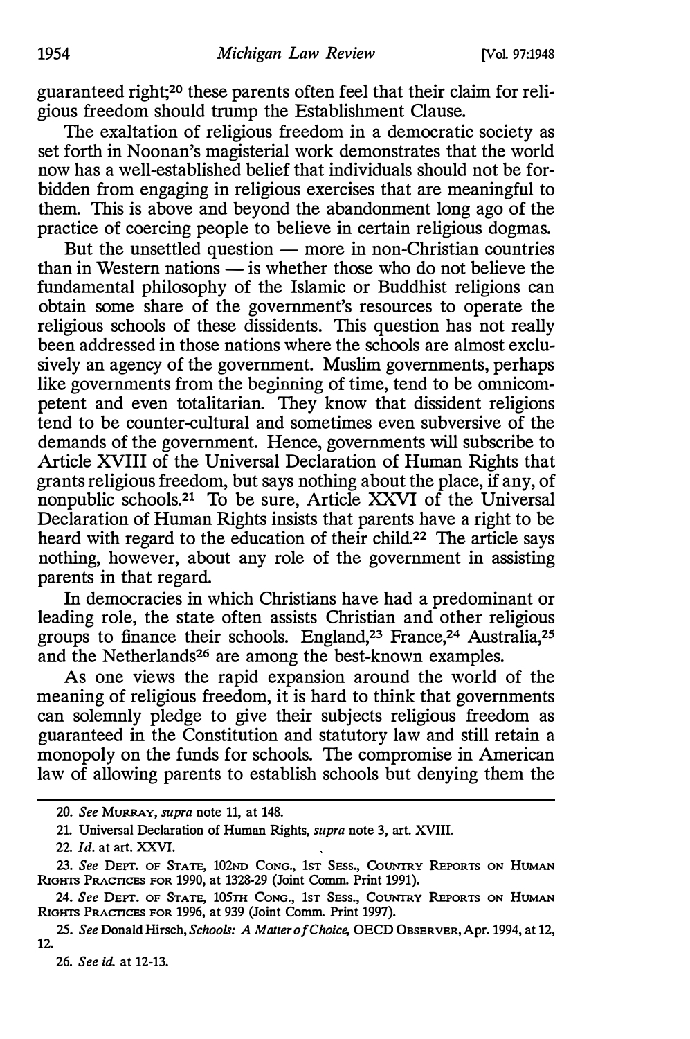guaranteed right;[20] these parents often feel that their claim for religious freedom should trump the Establishment Clause.

The exaltation of religious freedom in a democratic society as set forth in Noonan's magisterial work demonstrates that the world now has a well-established belief that individuals should not be forbidden from engaging in religious exercises that are meaningful to them. This is above and beyond the abandonment long ago of the practice of coercing people to believe in certain religious dogmas.

But the unsettled question — more in non-Christian countries than in Western nations — is whether those who do not believe the fundamental philosophy of the Islamic or Buddhist religions can obtain some share of the government's resources to operate the religious schools of these dissidents. This question has not really been addressed in those nations where the schools are almost exclusively an agency of the government. Muslim governments, perhaps like governments from the beginning of time, tend to be omnicompetent and even totalitarian. They know that dissident religions tend to be counter-cultural and sometimes even subversive of the demands of the government. Hence, governments will subscribe to Article XVIII of the Universal Declaration of Human Rights that grants religious freedom, but says nothing about the place, if any, of nonpublic schools.[21] To be sure, Article XXVI of the Universal Declaration of Human Rights insists that parents have a right to be heard with regard to the education of their child.[22] The article says nothing, however, about any role of the government in assisting parents in that regard.

In democracies in which Christians have had a predominant or leading role, the state often assists Christian and other religious groups to finance their schools. England,[23] France,[24] Australia,[25] and the Netherlands[26] are among the best-known examples.

As one views the rapid expansion around the world of the meaning of religious freedom, it is hard to think that governments can solemnly pledge to give their subjects religious freedom as guaranteed in the Constitution and statutory law and still retain a monopoly on the funds for schools. The compromise in American law of allowing parents to establish schools but denying them the

---

20. *See* MURRAY, *supra* note 11, at 148.

21. Universal Declaration of Human Rights, *supra* note 3, art. XVIII.

22. *Id.* at art. XXVI.

23. *See* DEPT. OF STATE, 102ND CONG., 1ST SESS., COUNTRY REPORTS ON HUMAN RIGHTS PRACTICES FOR 1990, at 1328-29 (Joint Comm. Print 1991).

24. *See* DEPT. OF STATE, 105TH CONG., 1ST SESS., COUNTRY REPORTS ON HUMAN RIGHTS PRACTICES FOR 1996, at 939 (Joint Comm. Print 1997).

25. *See* Donald Hirsch, *Schools: A Matter of Choice,* OECD OBSERVER, Apr. 1994, at 12, 12.

26. *See id.* at 12-13.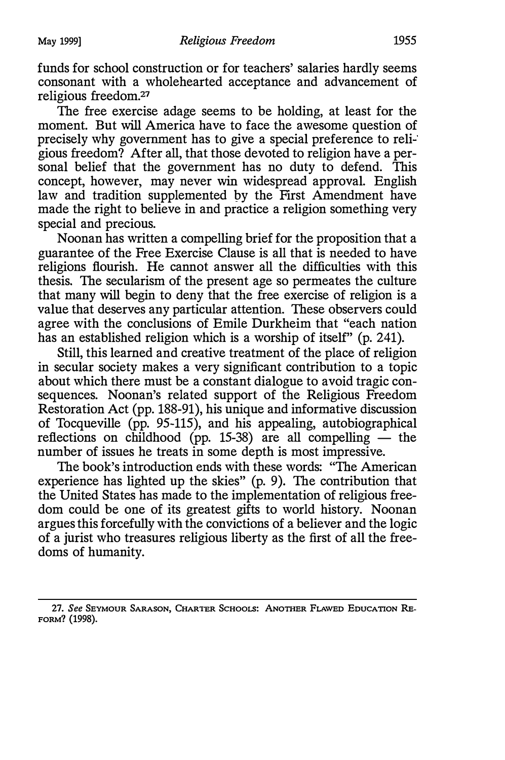funds for school construction or for teachers' salaries hardly seems consonant with a wholehearted acceptance and advancement of religious freedom.[27]

The free exercise adage seems to be holding, at least for the moment. But will America have to face the awesome question of precisely why government has to give a special preference to religious freedom? After all, that those devoted to religion have a personal belief that the government has no duty to defend. This concept, however, may never win widespread approval. English law and tradition supplemented by the First Amendment have made the right to believe in and practice a religion something very special and precious.

Noonan has written a compelling brief for the proposition that a guarantee of the Free Exercise Clause is all that is needed to have religions flourish. He cannot answer all the difficulties with this thesis. The secularism of the present age so permeates the culture that many will begin to deny that the free exercise of religion is a value that deserves any particular attention. These observers could agree with the conclusions of Emile Durkheim that "each nation has an established religion which is a worship of itself" (p. 241).

Still, this learned and creative treatment of the place of religion in secular society makes a very significant contribution to a topic about which there must be a constant dialogue to avoid tragic consequences. Noonan's related support of the Religious Freedom Restoration Act (pp. 188-91), his unique and informative discussion of Tocqueville (pp. 95-115), and his appealing, autobiographical reflections on childhood (pp. 15-38) are all compelling — the number of issues he treats in some depth is most impressive.

The book's introduction ends with these words: "The American experience has lighted up the skies" (p. 9). The contribution that the United States has made to the implementation of religious freedom could be one of its greatest gifts to world history. Noonan argues this forcefully with the convictions of a believer and the logic of a jurist who treasures religious liberty as the first of all the freedoms of humanity.

---

27. *See* SEYMOUR SARASON, CHARTER SCHOOLS: ANOTHER FLAWED EDUCATION REFORM? (1998).